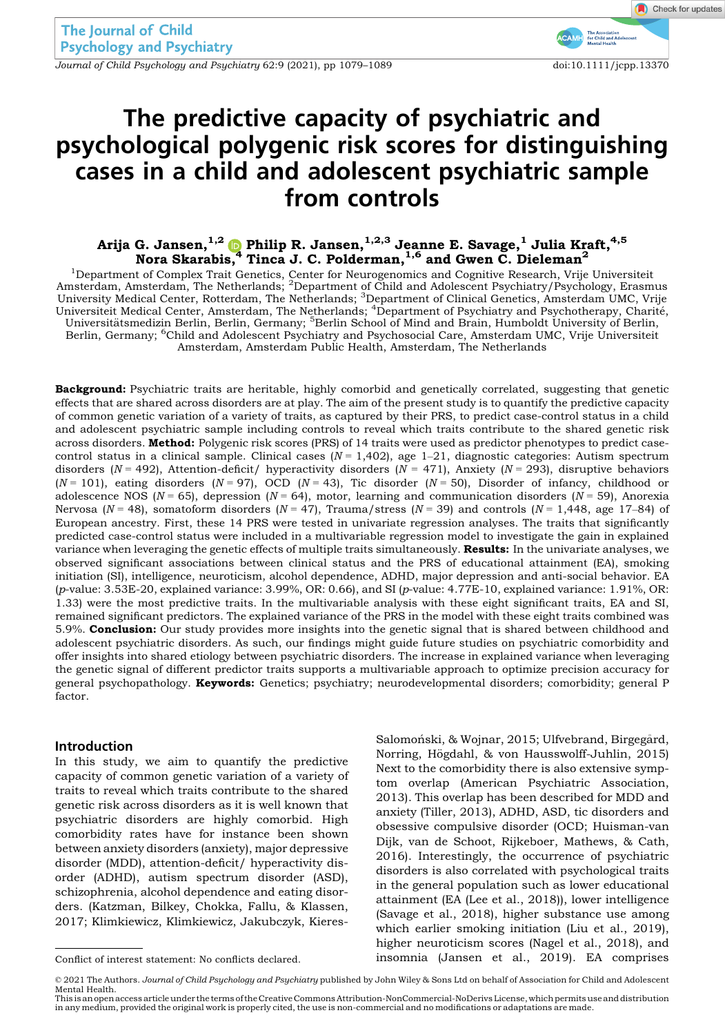# The predictive capacity of psychiatric and psychological polygenic risk scores for distinguishing cases in a child and adolescent psychiatric sample from controls

**Arija G. Jansen,[1,2] Philip R. Jansen,[1,2,3] Jeanne E. Savage,[1] Julia Kraft,[4,5] Nora Skarabis,[4] Tinca J. C. Polderman,[1,6] and Gwen C. Dieleman[2]**

[1]Department of Complex Trait Genetics, Center for Neurogenomics and Cognitive Research, Vrije Universiteit Amsterdam, Amsterdam, The Netherlands; [2]Department of Child and Adolescent Psychiatry/Psychology, Erasmus University Medical Center, Rotterdam, The Netherlands; [3]Department of Clinical Genetics, Amsterdam UMC, Vrije Universiteit Medical Center, Amsterdam, The Netherlands; [4]Department of Psychiatry and Psychotherapy, Charité, Universitätsmedizin Berlin, Berlin, Germany; [5]Berlin School of Mind and Brain, Humboldt University of Berlin, Berlin, Germany; [6]Child and Adolescent Psychiatry and Psychosocial Care, Amsterdam UMC, Vrije Universiteit Amsterdam, Amsterdam Public Health, Amsterdam, The Netherlands

**Background:** Psychiatric traits are heritable, highly comorbid and genetically correlated, suggesting that genetic effects that are shared across disorders are at play. The aim of the present study is to quantify the predictive capacity of common genetic variation of a variety of traits, as captured by their PRS, to predict case-control status in a child and adolescent psychiatric sample including controls to reveal which traits contribute to the shared genetic risk across disorders. **Method:** Polygenic risk scores (PRS) of 14 traits were used as predictor phenotypes to predict case-control status in a clinical sample. Clinical cases ($N = 1{,}402$), age 1–21, diagnostic categories: Autism spectrum disorders ($N = 492$), Attention-deficit/ hyperactivity disorders ($N = 471$), Anxiety ($N = 293$), disruptive behaviors ($N = 101$), eating disorders ($N = 97$), OCD ($N = 43$), Tic disorder ($N = 50$), Disorder of infancy, childhood or adolescence NOS ($N = 65$), depression ($N = 64$), motor, learning and communication disorders ($N = 59$), Anorexia Nervosa ($N = 48$), somatoform disorders ($N = 47$), Trauma/stress ($N = 39$) and controls ($N = 1{,}448$, age 17–84) of European ancestry. First, these 14 PRS were tested in univariate regression analyses. The traits that significantly predicted case-control status were included in a multivariable regression model to investigate the gain in explained variance when leveraging the genetic effects of multiple traits simultaneously. **Results:** In the univariate analyses, we observed significant associations between clinical status and the PRS of educational attainment (EA), smoking initiation (SI), intelligence, neuroticism, alcohol dependence, ADHD, major depression and anti-social behavior. EA ($p$-value: 3.53E-20, explained variance: 3.99%, OR: 0.66), and SI ($p$-value: 4.77E-10, explained variance: 1.91%, OR: 1.33) were the most predictive traits. In the multivariable analysis with these eight significant traits, EA and SI, remained significant predictors. The explained variance of the PRS in the model with these eight traits combined was 5.9%. **Conclusion:** Our study provides more insights into the genetic signal that is shared between childhood and adolescent psychiatric disorders. As such, our findings might guide future studies on psychiatric comorbidity and offer insights into shared etiology between psychiatric disorders. The increase in explained variance when leveraging the genetic signal of different predictor traits supports a multivariable approach to optimize precision accuracy for general psychopathology. **Keywords:** Genetics; psychiatry; neurodevelopmental disorders; comorbidity; general P factor.

## Introduction

In this study, we aim to quantify the predictive capacity of common genetic variation of a variety of traits to reveal which traits contribute to the shared genetic risk across disorders as it is well known that psychiatric disorders are highly comorbid. High comorbidity rates have for instance been shown between anxiety disorders (anxiety), major depressive disorder (MDD), attention-deficit/ hyperactivity disorder (ADHD), autism spectrum disorder (ASD), schizophrenia, alcohol dependence and eating disorders. (Katzman, Bilkey, Chokka, Fallu, & Klassen, 2017; Klimkiewicz, Klimkiewicz, Jakubczyk, Kieres-Salomoński, & Wojnar, 2015; Ulfvebrand, Birgegård, Norring, Högdahl, & von Hausswolff-Juhlin, 2015) Next to the comorbidity there is also extensive symptom overlap (American Psychiatric Association, 2013). This overlap has been described for MDD and anxiety (Tiller, 2013), ADHD, ASD, tic disorders and obsessive compulsive disorder (OCD; Huisman-van Dijk, van de Schoot, Rijkeboer, Mathews, & Cath, 2016). Interestingly, the occurrence of psychiatric disorders is also correlated with psychological traits in the general population such as lower educational attainment (EA (Lee et al., 2018)), lower intelligence (Savage et al., 2018), higher substance use among which earlier smoking initiation (Liu et al., 2019), higher neuroticism scores (Nagel et al., 2018), and insomnia (Jansen et al., 2019). EA comprises

Conflict of interest statement: No conflicts declared.

© 2021 The Authors. *Journal of Child Psychology and Psychiatry* published by John Wiley & Sons Ltd on behalf of Association for Child and Adolescent Mental Health.
This is an open access article under the terms of the Creative Commons Attribution-NonCommercial-NoDerivs License, which permits use and distribution in any medium, provided the original work is properly cited, the use is non-commercial and no modifications or adaptations are made.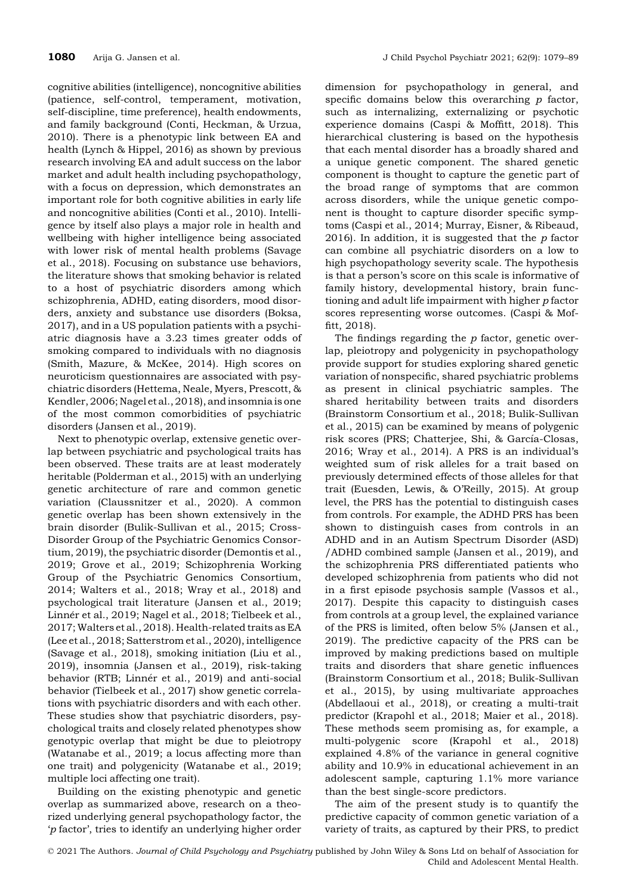cognitive abilities (intelligence), noncognitive abilities (patience, self-control, temperament, motivation, self-discipline, time preference), health endowments, and family background (Conti, Heckman, & Urzua, 2010). There is a phenotypic link between EA and health (Lynch & Hippel, 2016) as shown by previous research involving EA and adult success on the labor market and adult health including psychopathology, with a focus on depression, which demonstrates an important role for both cognitive abilities in early life and noncognitive abilities (Conti et al., 2010). Intelligence by itself also plays a major role in health and wellbeing with higher intelligence being associated with lower risk of mental health problems (Savage et al., 2018). Focusing on substance use behaviors, the literature shows that smoking behavior is related to a host of psychiatric disorders among which schizophrenia, ADHD, eating disorders, mood disorders, anxiety and substance use disorders (Boksa, 2017), and in a US population patients with a psychiatric diagnosis have a 3.23 times greater odds of smoking compared to individuals with no diagnosis (Smith, Mazure, & McKee, 2014). High scores on neuroticism questionnaires are associated with psychiatric disorders (Hettema, Neale, Myers, Prescott, & Kendler, 2006; Nagel et al., 2018), and insomnia is one of the most common comorbidities of psychiatric disorders (Jansen et al., 2019).

Next to phenotypic overlap, extensive genetic overlap between psychiatric and psychological traits has been observed. These traits are at least moderately heritable (Polderman et al., 2015) with an underlying genetic architecture of rare and common genetic variation (Claussnitzer et al., 2020). A common genetic overlap has been shown extensively in the brain disorder (Bulik-Sullivan et al., 2015; Cross-Disorder Group of the Psychiatric Genomics Consortium, 2019), the psychiatric disorder (Demontis et al., 2019; Grove et al., 2019; Schizophrenia Working Group of the Psychiatric Genomics Consortium, 2014; Walters et al., 2018; Wray et al., 2018) and psychological trait literature (Jansen et al., 2019; Linnér et al., 2019; Nagel et al., 2018; Tielbeek et al., 2017; Walters et al., 2018). Health-related traits as EA (Lee et al., 2018; Satterstrom et al., 2020), intelligence (Savage et al., 2018), smoking initiation (Liu et al., 2019), insomnia (Jansen et al., 2019), risk-taking behavior (RTB; Linnér et al., 2019) and anti-social behavior (Tielbeek et al., 2017) show genetic correlations with psychiatric disorders and with each other. These studies show that psychiatric disorders, psychological traits and closely related phenotypes show genotypic overlap that might be due to pleiotropy (Watanabe et al., 2019; a locus affecting more than one trait) and polygenicity (Watanabe et al., 2019; multiple loci affecting one trait).

Building on the existing phenotypic and genetic overlap as summarized above, research on a theorized underlying general psychopathology factor, the '*p* factor', tries to identify an underlying higher order dimension for psychopathology in general, and specific domains below this overarching *p* factor, such as internalizing, externalizing or psychotic experience domains (Caspi & Moffitt, 2018). This hierarchical clustering is based on the hypothesis that each mental disorder has a broadly shared and a unique genetic component. The shared genetic component is thought to capture the genetic part of the broad range of symptoms that are common across disorders, while the unique genetic component is thought to capture disorder specific symptoms (Caspi et al., 2014; Murray, Eisner, & Ribeaud, 2016). In addition, it is suggested that the *p* factor can combine all psychiatric disorders on a low to high psychopathology severity scale. The hypothesis is that a person's score on this scale is informative of family history, developmental history, brain functioning and adult life impairment with higher *p* factor scores representing worse outcomes. (Caspi & Moffitt, 2018).

The findings regarding the *p* factor, genetic overlap, pleiotropy and polygenicity in psychopathology provide support for studies exploring shared genetic variation of nonspecific, shared psychiatric problems as present in clinical psychiatric samples. The shared heritability between traits and disorders (Brainstorm Consortium et al., 2018; Bulik-Sullivan et al., 2015) can be examined by means of polygenic risk scores (PRS; Chatterjee, Shi, & García-Closas, 2016; Wray et al., 2014). A PRS is an individual's weighted sum of risk alleles for a trait based on previously determined effects of those alleles for that trait (Euesden, Lewis, & O'Reilly, 2015). At group level, the PRS has the potential to distinguish cases from controls. For example, the ADHD PRS has been shown to distinguish cases from controls in an ADHD and in an Autism Spectrum Disorder (ASD) /ADHD combined sample (Jansen et al., 2019), and the schizophrenia PRS differentiated patients who developed schizophrenia from patients who did not in a first episode psychosis sample (Vassos et al., 2017). Despite this capacity to distinguish cases from controls at a group level, the explained variance of the PRS is limited, often below 5% (Jansen et al., 2019). The predictive capacity of the PRS can be improved by making predictions based on multiple traits and disorders that share genetic influences (Brainstorm Consortium et al., 2018; Bulik-Sullivan et al., 2015), by using multivariate approaches (Abdellaoui et al., 2018), or creating a multi-trait predictor (Krapohl et al., 2018; Maier et al., 2018). These methods seem promising as, for example, a multi-polygenic score (Krapohl et al., 2018) explained 4.8% of the variance in general cognitive ability and 10.9% in educational achievement in an adolescent sample, capturing 1.1% more variance than the best single-score predictors.

The aim of the present study is to quantify the predictive capacity of common genetic variation of a variety of traits, as captured by their PRS, to predict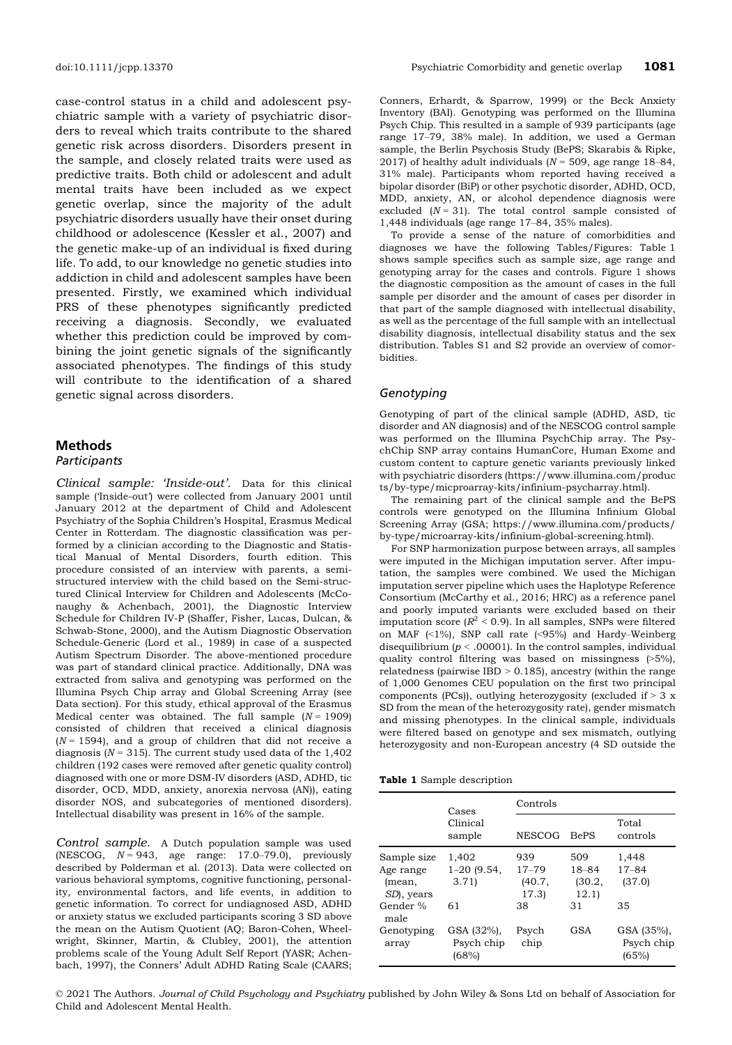case-control status in a child and adolescent psychiatric sample with a variety of psychiatric disorders to reveal which traits contribute to the shared genetic risk across disorders. Disorders present in the sample, and closely related traits were used as predictive traits. Both child or adolescent and adult mental traits have been included as we expect genetic overlap, since the majority of the adult psychiatric disorders usually have their onset during childhood or adolescence (Kessler et al., 2007) and the genetic make-up of an individual is fixed during life. To add, to our knowledge no genetic studies into addiction in child and adolescent samples have been presented. Firstly, we examined which individual PRS of these phenotypes significantly predicted receiving a diagnosis. Secondly, we evaluated whether this prediction could be improved by combining the joint genetic signals of the significantly associated phenotypes. The findings of this study will contribute to the identification of a shared genetic signal across disorders.

## Methods

### Participants

*Clinical sample: 'Inside-out'.* Data for this clinical sample ('Inside-out') were collected from January 2001 until January 2012 at the department of Child and Adolescent Psychiatry of the Sophia Children's Hospital, Erasmus Medical Center in Rotterdam. The diagnostic classification was performed by a clinician according to the Diagnostic and Statistical Manual of Mental Disorders, fourth edition. This procedure consisted of an interview with parents, a semi-structured interview with the child based on the Semi-structured Clinical Interview for Children and Adolescents (McConaughy & Achenbach, 2001), the Diagnostic Interview Schedule for Children IV-P (Shaffer, Fisher, Lucas, Dulcan, & Schwab-Stone, 2000), and the Autism Diagnostic Observation Schedule-Generic (Lord et al., 1989) in case of a suspected Autism Spectrum Disorder. The above-mentioned procedure was part of standard clinical practice. Additionally, DNA was extracted from saliva and genotyping was performed on the Illumina Psych Chip array and Global Screening Array (see Data section). For this study, ethical approval of the Erasmus Medical center was obtained. The full sample ($N = 1909$) consisted of children that received a clinical diagnosis ($N = 1594$), and a group of children that did not receive a diagnosis ($N = 315$). The current study used data of the 1,402 children (192 cases were removed after genetic quality control) diagnosed with one or more DSM-IV disorders (ASD, ADHD, tic disorder, OCD, MDD, anxiety, anorexia nervosa (AN)), eating disorder NOS, and subcategories of mentioned disorders). Intellectual disability was present in 16% of the sample.

*Control sample.* A Dutch population sample was used (NESCOG, $N = 943$, age range: 17.0–79.0), previously described by Polderman et al. (2013). Data were collected on various behavioral symptoms, cognitive functioning, personality, environmental factors, and life events, in addition to genetic information. To correct for undiagnosed ASD, ADHD or anxiety status we excluded participants scoring 3 SD above the mean on the Autism Quotient (AQ; Baron-Cohen, Wheelwright, Skinner, Martin, & Clubley, 2001), the attention problems scale of the Young Adult Self Report (YASR; Achenbach, 1997), the Conners' Adult ADHD Rating Scale (CAARS; Conners, Erhardt, & Sparrow, 1999) or the Beck Anxiety Inventory (BAI). Genotyping was performed on the Illumina Psych Chip. This resulted in a sample of 939 participants (age range 17–79, 38% male). In addition, we used a German sample, the Berlin Psychosis Study (BePS; Skarabis & Ripke, 2017) of healthy adult individuals ($N = 509$, age range 18–84, 31% male). Participants whom reported having received a bipolar disorder (BiP) or other psychotic disorder, ADHD, OCD, MDD, anxiety, AN, or alcohol dependence diagnosis were excluded ($N = 31$). The total control sample consisted of 1,448 individuals (age range 17–84, 35% males).

To provide a sense of the nature of comorbidities and diagnoses we have the following Tables/Figures: Table 1 shows sample specifics such as sample size, age range and genotyping array for the cases and the controls. Figure 1 shows the diagnostic composition as the amount of cases in the full sample per disorder and the amount of cases per disorder in that part of the sample diagnosed with intellectual disability, as well as the percentage of the full sample with an intellectual disability diagnosis, intellectual disability status and the sex distribution. Tables S1 and S2 provide an overview of comorbidities.

### Genotyping

Genotyping of part of the clinical sample (ADHD, ASD, tic disorder and AN diagnosis) and of the NESCOG control sample was performed on the Illumina PsychChip array. The PsychChip SNP array contains HumanCore, Human Exome and custom content to capture genetic variants previously linked with psychiatric disorders (https://www.illumina.com/products/by-type/micproarray-kits/infinium-psycharray.html).

The remaining part of the clinical sample and the BePS controls were genotyped on the Illumina Infinium Global Screening Array (GSA; https://www.illumina.com/products/by-type/microarray-kits/infinium-global-screening.html).

For SNP harmonization purpose between arrays, all samples were imputed in the Michigan imputation server. After imputation, the samples were combined. We used the Michigan imputation server pipeline which uses the Haplotype Reference Consortium (McCarthy et al., 2016; HRC) as a reference panel and poorly imputed variants were excluded based on their imputation score ($R^2 < 0.9$). In all samples, SNPs were filtered on MAF (<1%), SNP call rate (<95%) and Hardy–Weinberg disequilibrium ($p < .00001$). In the control samples, individual quality control filtering was based on missingness (>5%), relatedness (pairwise IBD > 0.185), ancestry (within the range of 1,000 Genomes CEU population on the first two principal components (PCs)), outlying heterozygosity (excluded if > 3 x SD from the mean of the heterozygosity rate), gender mismatch and missing phenotypes. In the clinical sample, individuals were filtered based on genotype and sex mismatch, outlying heterozygosity and non-European ancestry (4 SD outside the

**Table 1** Sample description

| | Cases | Controls | | |
|---|---|---|---|---|
| | Clinical sample | NESCOG | BePS | Total controls |
| Sample size | 1,402 | 939 | 509 | 1,448 |
| Age range (mean, *SD*), years | 1–20 (9.54, 3.71) | 17–79 (40.7, 17.3) | 18–84 (30.2, 12.1) | 17–84 (37.0) |
| Gender % male | 61 | 38 | 31 | 35 |
| Genotyping array | GSA (32%), Psych chip (68%) | Psych chip | GSA | GSA (35%), Psych chip (65%) |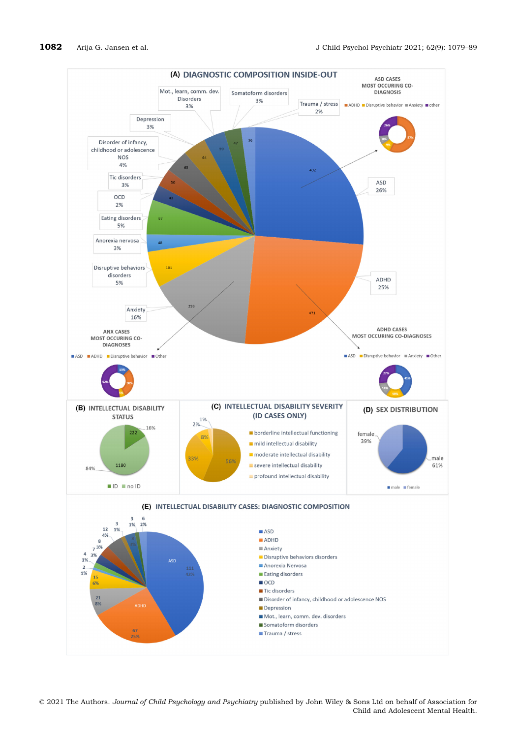**(A) DIAGNOSTIC COMPOSITION INSIDE-OUT**

| Diagnosis | N | % |
|---|---|---|
| ASD | 492 | 26% |
| ADHD | 471 | 25% |
| Anxiety | 293 | 16% |
| Disruptive behaviors disorders | 101 | 5% |
| Anorexia nervosa | 48 | 3% |
| Eating disorders | 97 | 5% |
| OCD | 43 | 2% |
| Tic disorders | 50 | 3% |
| Disorder of infancy, childhood or adolescence NOS | 65 | 4% |
| Depression | 64 | 3% |
| Mot., learn, comm. dev. Disorders | 59 | 3% |
| Somatoform disorders | 47 | 3% |
| Trauma / stress | 39 | 2% |

ASD CASES MOST OCCURING CO-DIAGNOSIS

ADHD 57%, Disruptive behavior 9%, Anxiety 8%, other 26%

ADHD CASES MOST OCCURING CO-DIAGNOSES

ASD 41%, Disruptive behavior 18%, Anxiety 14%, Other 27%

ANX CASES MOST OCCURING CO-DIAGNOSES

ASD 13%, ADHD 30%, Disruptive behavior 5%, Other 52%

**(B) INTELLECTUAL DISABILITY STATUS**

ID: 222 (16%); no ID: 1180 (84%)

**(C) INTELLECTUAL DISABILITY SEVERITY (ID CASES ONLY)**

borderline intellectual functioning 56%; mild intellectual disability 33%; moderate intellectual disability 8%; severe intellectual disability 2%; profound intellectual disability 1%

**(D) SEX DISTRIBUTION**

male 61%; female 39%

**(E) INTELLECTUAL DISABILITY CASES: DIAGNOSTIC COMPOSITION**

| Diagnosis | N | % |
|---|---|---|
| ASD | 111 | 42% |
| ADHD | 67 | 25% |
| Anxiety | 21 | 8% |
| Disruptive behaviors disorders | 15 | 6% |
| Anorexia Nervosa | 2 | 1% |
| Eating disorders | 4 | 1% |
| OCD | 7 | 3% |
| Tic disorders | 8 | 3% |
| Disorder of infancy, childhood or adolescence NOS | 12 | 4% |
| Depression | 3 | 1% |
| Mot., learn, comm. dev. disorders | 8 | 3% |
| Somatoform disorders | 3 | 1% |
| Trauma / stress | 6 | 2% |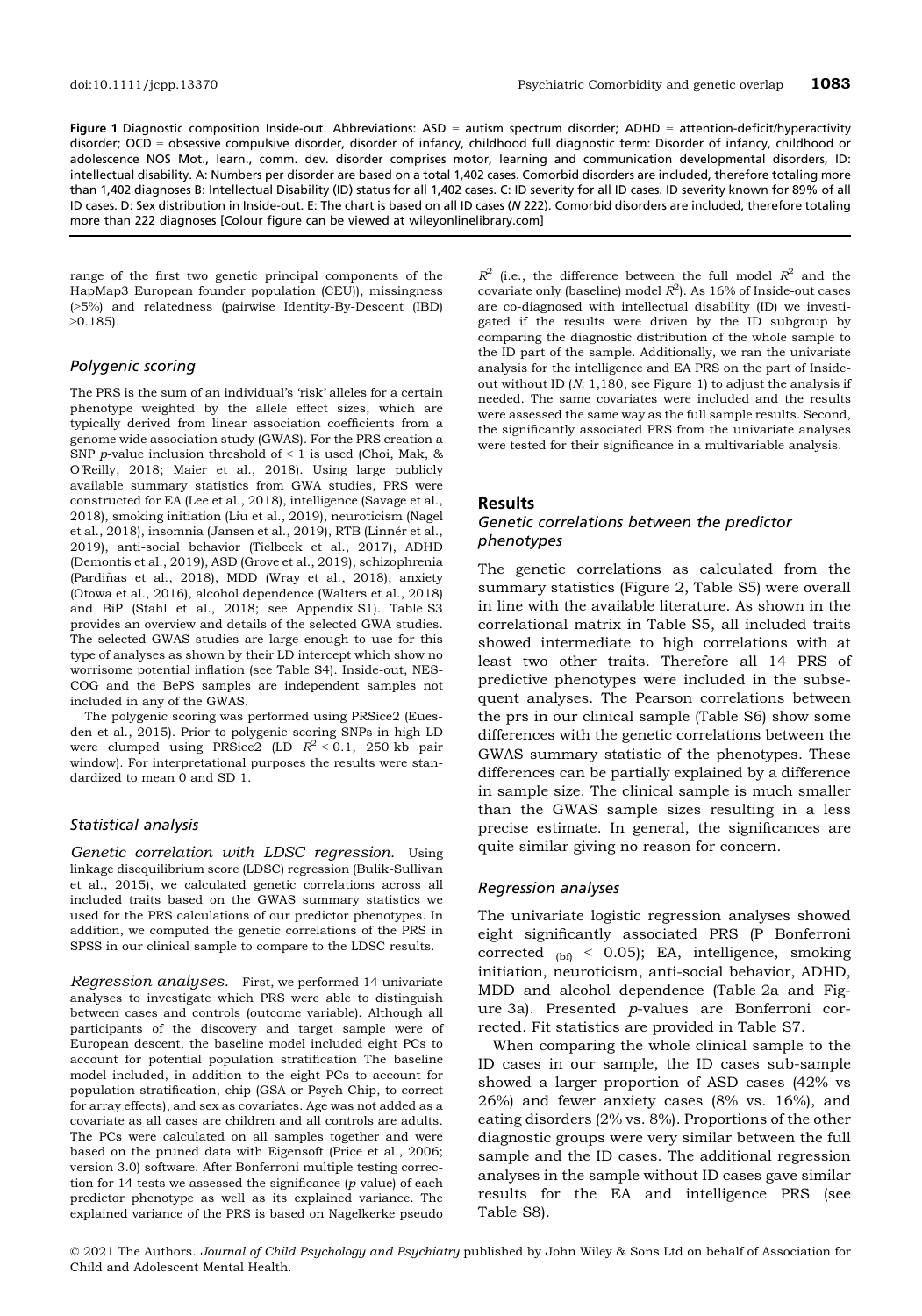**Figure 1** Diagnostic composition Inside-out. Abbreviations: ASD = autism spectrum disorder; ADHD = attention-deficit/hyperactivity disorder; OCD = obsessive compulsive disorder, disorder of infancy, childhood full diagnostic term: Disorder of infancy, childhood or adolescence NOS Mot., learn., comm. dev. disorder comprises motor, learning and communication developmental disorders, ID: intellectual disability. A: Numbers per disorder are based on a total 1,402 cases. Comorbid disorders are included, therefore totaling more than 1,402 diagnoses B: Intellectual Disability (ID) status for all 1,402 cases. C: ID severity for all ID cases. ID severity known for 89% of all ID cases. D: Sex distribution in Inside-out. E: The chart is based on all ID cases (*N* 222). Comorbid disorders are included, therefore totaling more than 222 diagnoses [Colour figure can be viewed at wileyonlinelibrary.com]

range of the first two genetic principal components of the HapMap3 European founder population (CEU)), missingness (>5%) and relatedness (pairwise Identity-By-Descent (IBD) >0.185).

### Polygenic scoring

The PRS is the sum of an individual's 'risk' alleles for a certain phenotype weighted by the allele effect sizes, which are typically derived from linear association coefficients from a genome wide association study (GWAS). For the PRS creation a SNP *p*-value inclusion threshold of < 1 is used (Choi, Mak, & O'Reilly, 2018; Maier et al., 2018). Using large publicly available summary statistics from GWA studies, PRS were constructed for EA (Lee et al., 2018), intelligence (Savage et al., 2018), smoking initiation (Liu et al., 2019), neuroticism (Nagel et al., 2018), insomnia (Jansen et al., 2019), RTB (Linnér et al., 2019), anti-social behavior (Tielbeek et al., 2017), ADHD (Demontis et al., 2019), ASD (Grove et al., 2019), schizophrenia (Pardiñas et al., 2018), MDD (Wray et al., 2018), anxiety (Otowa et al., 2016), alcohol dependence (Walters et al., 2018) and BiP (Stahl et al., 2018; see Appendix S1). Table S3 provides an overview and details of the selected GWA studies. The selected GWAS studies are large enough to use for this type of analyses as shown by their LD intercept which show no worrisome potential inflation (see Table S4). Inside-out, NES-COG and the BePS samples are independent samples not included in any of the GWAS.

The polygenic scoring was performed using PRSice2 (Euesden et al., 2015). Prior to polygenic scoring SNPs in high LD were clumped using PRSice2 (LD $R^2 < 0.1$, 250 kb pair window). For interpretational purposes the results were standardized to mean 0 and SD 1.

### Statistical analysis

*Genetic correlation with LDSC regression.* Using linkage disequilibrium score (LDSC) regression (Bulik-Sullivan et al., 2015), we calculated genetic correlations across all included traits based on the GWAS summary statistics we used for the PRS calculations of our predictor phenotypes. In addition, we computed the genetic correlations of the PRS in SPSS in our clinical sample to compare to the LDSC results.

*Regression analyses.* First, we performed 14 univariate analyses to investigate which PRS were able to distinguish between cases and controls (outcome variable). Although all participants of the discovery and target sample were of European descent, the baseline model included eight PCs to account for potential population stratification The baseline model included, in addition to the eight PCs to account for population stratification, chip (GSA or Psych Chip, to correct for array effects), and sex as covariates. Age was not added as a covariate as all cases are children and all controls are adults. The PCs were calculated on all samples together and were based on the pruned data with Eigensoft (Price et al., 2006; version 3.0) software. After Bonferroni multiple testing correction for 14 tests we assessed the significance (*p*-value) of each predictor phenotype as well as its explained variance. The explained variance of the PRS is based on Nagelkerke pseudo $R^2$ (i.e., the difference between the full model $R^2$ and the covariate only (baseline) model $R^2$). As 16% of Inside-out cases are co-diagnosed with intellectual disability (ID) we investigated if the results were driven by the ID subgroup by comparing the diagnostic distribution of the whole sample to the ID part of the sample. Additionally, we ran the univariate analysis for the intelligence and EA PRS on the part of Inside-out without ID (*N*: 1,180, see Figure 1) to adjust the analysis if needed. The same covariates were included and the results were assessed the same way as the full sample results. Second, the significantly associated PRS from the univariate analyses were tested for their significance in a multivariable analysis.

## Results

### Genetic correlations between the predictor phenotypes

The genetic correlations as calculated from the summary statistics (Figure 2, Table S5) were overall in line with the available literature. As shown in the correlational matrix in Table S5, all included traits showed intermediate to high correlations with at least two other traits. Therefore all 14 PRS of predictive phenotypes were included in the subsequent analyses. The Pearson correlations between the prs in our clinical sample (Table S6) show some differences with the genetic correlations between the GWAS summary statistic of the phenotypes. These differences can be partially explained by a difference in sample size. The clinical sample is much smaller than the GWAS sample sizes resulting in a less precise estimate. In general, the significances are quite similar giving no reason for concern.

### Regression analyses

The univariate logistic regression analyses showed eight significantly associated PRS (P Bonferroni corrected $_{(bf)}$ < 0.05); EA, intelligence, smoking initiation, neuroticism, anti-social behavior, ADHD, MDD and alcohol dependence (Table 2a and Figure 3a). Presented *p*-values are Bonferroni corrected. Fit statistics are provided in Table S7.

When comparing the whole clinical sample to the ID cases in our sample, the ID cases sub-sample showed a larger proportion of ASD cases (42% vs 26%) and fewer anxiety cases (8% vs. 16%), and eating disorders (2% vs. 8%). Proportions of the other diagnostic groups were very similar between the full sample and the ID cases. The additional regression analyses in the sample without ID cases gave similar results for the EA and intelligence PRS (see Table S8).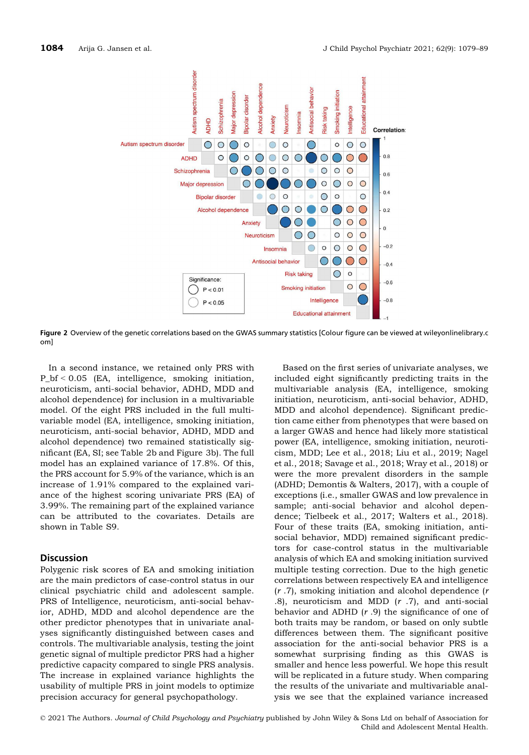**Figure 2** Overview of the genetic correlations based on the GWAS summary statistics [Colour figure can be viewed at wileyonlinelibrary.com]

In a second instance, we retained only PRS with P_bf < 0.05 (EA, intelligence, smoking initiation, neuroticism, anti-social behavior, ADHD, MDD and alcohol dependence) for inclusion in a multivariable model. Of the eight PRS included in the full multivariable model (EA, intelligence, smoking initiation, neuroticism, anti-social behavior, ADHD, MDD and alcohol dependence) two remained statistically significant (EA, SI; see Table 2b and Figure 3b). The full model has an explained variance of 17.8%. Of this, the PRS account for 5.9% of the variance, which is an increase of 1.91% compared to the explained variance of the highest scoring univariate PRS (EA) of 3.99%. The remaining part of the explained variance can be attributed to the covariates. Details are shown in Table S9.

## Discussion

Polygenic risk scores of EA and smoking initiation are the main predictors of case-control status in our clinical psychiatric child and adolescent sample. PRS of Intelligence, neuroticism, anti-social behavior, ADHD, MDD and alcohol dependence are the other predictor phenotypes that in univariate analyses significantly distinguished between cases and controls. The multivariable analysis, testing the joint genetic signal of multiple predictor PRS had a higher predictive capacity compared to single PRS analysis. The increase in explained variance highlights the usability of multiple PRS in joint models to optimize precision accuracy for general psychopathology.

Based on the first series of univariate analyses, we included eight significantly predicting traits in the multivariable analysis (EA, intelligence, smoking initiation, neuroticism, anti-social behavior, ADHD, MDD and alcohol dependence). Significant prediction came either from phenotypes that were based on a larger GWAS and hence had likely more statistical power (EA, intelligence, smoking initiation, neuroticism, MDD; Lee et al., 2018; Liu et al., 2019; Nagel et al., 2018; Savage et al., 2018; Wray et al., 2018) or were the more prevalent disorders in the sample (ADHD; Demontis & Walters, 2017), with a couple of exceptions (i.e., smaller GWAS and low prevalence in sample; anti-social behavior and alcohol dependence; Tielbeek et al., 2017; Walters et al., 2018). Four of these traits (EA, smoking initiation, anti-social behavior, MDD) remained significant predictors for case-control status in the multivariable analysis of which EA and smoking initiation survived multiple testing correction. Due to the high genetic correlations between respectively EA and intelligence (*r* .7), smoking initiation and alcohol dependence (*r* .8), neuroticism and MDD (*r* .7), and anti-social behavior and ADHD (*r* .9) the significance of one of both traits may be random, or based on only subtle differences between them. The significant positive association for the anti-social behavior PRS is a somewhat surprising finding as this GWAS is smaller and hence less powerful. We hope this result will be replicated in a future study. When comparing the results of the univariate and multivariable analysis we see that the explained variance increased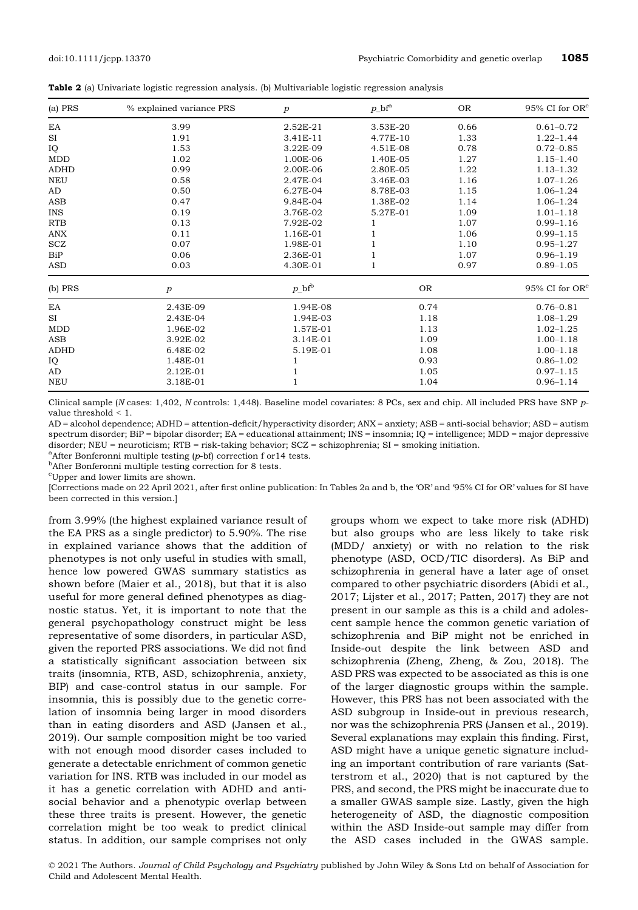**Table 2** (a) Univariate logistic regression analysis. (b) Multivariable logistic regression analysis

| (a) PRS | % explained variance PRS | $p$ | $p$_bf[a] | OR | 95% CI for OR[c] |
|---|---|---|---|---|---|
| EA | 3.99 | 2.52E-21 | 3.53E-20 | 0.66 | 0.61–0.72 |
| SI | 1.91 | 3.41E-11 | 4.77E-10 | 1.33 | 1.22–1.44 |
| IQ | 1.53 | 3.22E-09 | 4.51E-08 | 0.78 | 0.72–0.85 |
| MDD | 1.02 | 1.00E-06 | 1.40E-05 | 1.27 | 1.15–1.40 |
| ADHD | 0.99 | 2.00E-06 | 2.80E-05 | 1.22 | 1.13–1.32 |
| NEU | 0.58 | 2.47E-04 | 3.46E-03 | 1.16 | 1.07–1.26 |
| AD | 0.50 | 6.27E-04 | 8.78E-03 | 1.15 | 1.06–1.24 |
| ASB | 0.47 | 9.84E-04 | 1.38E-02 | 1.14 | 1.06–1.24 |
| INS | 0.19 | 3.76E-02 | 5.27E-01 | 1.09 | 1.01–1.18 |
| RTB | 0.13 | 7.92E-02 | 1 | 1.07 | 0.99–1.16 |
| ANX | 0.11 | 1.16E-01 | 1 | 1.06 | 0.99–1.15 |
| SCZ | 0.07 | 1.98E-01 | 1 | 1.10 | 0.95–1.27 |
| BiP | 0.06 | 2.36E-01 | 1 | 1.07 | 0.96–1.19 |
| ASD | 0.03 | 4.30E-01 | 1 | 0.97 | 0.89–1.05 |

| (b) PRS | $p$ | $p$_bf[b] | OR | 95% CI for OR[c] |
|---|---|---|---|---|
| EA | 2.43E-09 | 1.94E-08 | 0.74 | 0.76–0.81 |
| SI | 2.43E-04 | 1.94E-03 | 1.18 | 1.08–1.29 |
| MDD | 1.96E-02 | 1.57E-01 | 1.13 | 1.02–1.25 |
| ASB | 3.92E-02 | 3.14E-01 | 1.09 | 1.00–1.18 |
| ADHD | 6.48E-02 | 5.19E-01 | 1.08 | 1.00–1.18 |
| IQ | 1.48E-01 | 1 | 0.93 | 0.86–1.02 |
| AD | 2.12E-01 | 1 | 1.05 | 0.97–1.15 |
| NEU | 3.18E-01 | 1 | 1.04 | 0.96–1.14 |

Clinical sample (*N* cases: 1,402, *N* controls: 1,448). Baseline model covariates: 8 PCs, sex and chip. All included PRS have SNP *p*-value threshold < 1.

AD = alcohol dependence; ADHD = attention-deficit/hyperactivity disorder; ANX = anxiety; ASB = anti-social behavior; ASD = autism spectrum disorder; BiP = bipolar disorder; EA = educational attainment; INS = insomnia; IQ = intelligence; MDD = major depressive disorder; NEU = neuroticism; RTB = risk-taking behavior; SCZ = schizophrenia; SI = smoking initiation.

[a]After Bonferonni multiple testing (*p*-bf) correction f or14 tests.

[b]After Bonferonni multiple testing correction for 8 tests.

[c]Upper and lower limits are shown.

[Corrections made on 22 April 2021, after first online publication: In Tables 2a and b, the 'OR' and '95% CI for OR' values for SI have been corrected in this version.]

from 3.99% (the highest explained variance result of the EA PRS as a single predictor) to 5.90%. The rise in explained variance shows that the addition of phenotypes is not only useful in studies with small, hence low powered GWAS summary statistics as shown before (Maier et al., 2018), but that it is also useful for more general defined phenotypes as diagnostic status. Yet, it is important to note that the general psychopathology construct might be less representative of some disorders, in particular ASD, given the reported PRS associations. We did not find a statistically significant association between six traits (insomnia, RTB, ASD, schizophrenia, anxiety, BIP) and case-control status in our sample. For insomnia, this is possibly due to the genetic correlation of insomnia being larger in mood disorders than in eating disorders and ASD (Jansen et al., 2019). Our sample composition might be too varied with not enough mood disorder cases included to generate a detectable enrichment of common genetic variation for INS. RTB was included in our model as it has a genetic correlation with ADHD and antisocial behavior and a phenotypic overlap between these three traits is present. However, the genetic correlation might be too weak to predict clinical status. In addition, our sample comprises not only groups whom we expect to take more risk (ADHD) but also groups who are less likely to take risk (MDD/ anxiety) or with no relation to the risk phenotype (ASD, OCD/TIC disorders). As BiP and schizophrenia in general have a later age of onset compared to other psychiatric disorders (Abidi et al., 2017; Lijster et al., 2017; Patten, 2017) they are not present in our sample as this is a child and adolescent sample hence the common genetic variation of schizophrenia and BiP might not be enriched in Inside-out despite the link between ASD and schizophrenia (Zheng, Zheng, & Zou, 2018). The ASD PRS was expected to be associated as this is one of the larger diagnostic groups within the sample. However, this PRS has not been associated with the ASD subgroup in Inside-out in previous research, nor was the schizophrenia PRS (Jansen et al., 2019). Several explanations may explain this finding. First, ASD might have a unique genetic signature including an important contribution of rare variants (Satterstrom et al., 2020) that is not captured by the PRS, and second, the PRS might be inaccurate due to a smaller GWAS sample size. Lastly, given the high heterogeneity of ASD, the diagnostic composition within the ASD Inside-out sample may differ from the ASD cases included in the GWAS sample.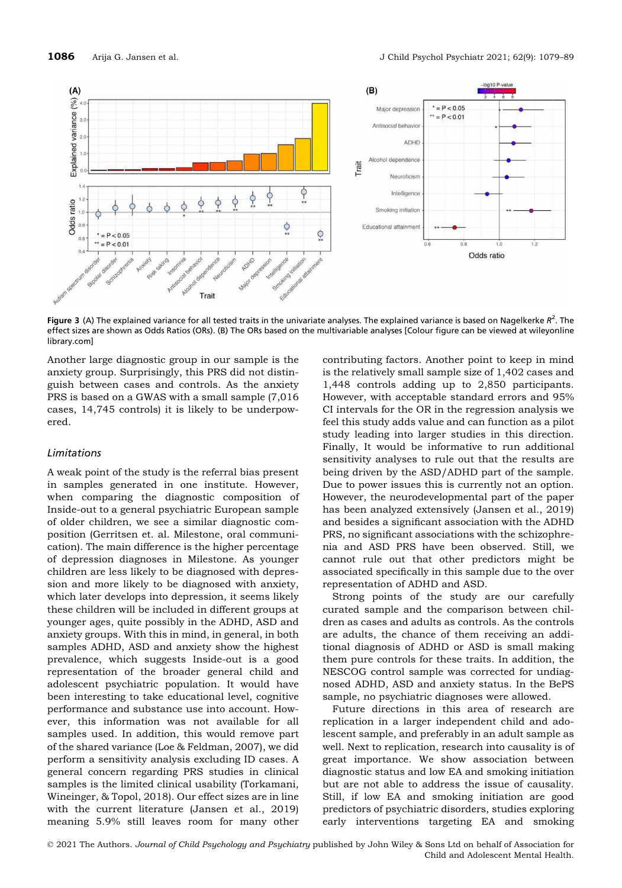Figure 3 (A) The explained variance for all tested traits in the univariate analyses. The explained variance is based on Nagelkerke $R^2$. The effect sizes are shown as Odds Ratios (ORs). (B) The ORs based on the multivariable analyses [Colour figure can be viewed at wileyonline library.com]

Another large diagnostic group in our sample is the anxiety group. Surprisingly, this PRS did not distinguish between cases and controls. As the anxiety PRS is based on a GWAS with a small sample (7,016 cases, 14,745 controls) it is likely to be underpowered.

### Limitations

A weak point of the study is the referral bias present in samples generated in one institute. However, when comparing the diagnostic composition of Inside-out to a general psychiatric European sample of older children, we see a similar diagnostic composition (Gerritsen et. al. Milestone, oral communication). The main difference is the higher percentage of depression diagnoses in Milestone. As younger children are less likely to be diagnosed with depression and more likely to be diagnosed with anxiety, which later develops into depression, it seems likely these children will be included in different groups at younger ages, quite possibly in the ADHD, ASD and anxiety groups. With this in mind, in general, in both samples ADHD, ASD and anxiety show the highest prevalence, which suggests Inside-out is a good representation of the broader general child and adolescent psychiatric population. It would have been interesting to take educational level, cognitive performance and substance use into account. However, this information was not available for all samples used. In addition, this would remove part of the shared variance (Loe & Feldman, 2007), we did perform a sensitivity analysis excluding ID cases. A general concern regarding PRS studies in clinical samples is the limited clinical usability (Torkamani, Wineinger, & Topol, 2018). Our effect sizes are in line with the current literature (Jansen et al., 2019) meaning 5.9% still leaves room for many other contributing factors. Another point to keep in mind is the relatively small sample size of 1,402 cases and 1,448 controls adding up to 2,850 participants. However, with acceptable standard errors and 95% CI intervals for the OR in the regression analysis we feel this study adds value and can function as a pilot study leading into larger studies in this direction. Finally, It would be informative to run additional sensitivity analyses to rule out that the results are being driven by the ASD/ADHD part of the sample. Due to power issues this is currently not an option. However, the neurodevelopmental part of the paper has been analyzed extensively (Jansen et al., 2019) and besides a significant association with the ADHD PRS, no significant associations with the schizophrenia and ASD PRS have been observed. Still, we cannot rule out that other predictors might be associated specifically in this sample due to the over representation of ADHD and ASD.

Strong points of the study are our carefully curated sample and the comparison between children as cases and adults as controls. As the controls are adults, the chance of them receiving an additional diagnosis of ADHD or ASD is small making them pure controls for these traits. In addition, the NESCOG control sample was corrected for undiagnosed ADHD, ASD and anxiety status. In the BePS sample, no psychiatric diagnoses were allowed.

Future directions in this area of research are replication in a larger independent child and adolescent sample, and preferably in an adult sample as well. Next to replication, research into causality is of great importance. We show association between diagnostic status and low EA and smoking initiation but are not able to address the issue of causality. Still, if low EA and smoking initiation are good predictors of psychiatric disorders, studies exploring early interventions targeting EA and smoking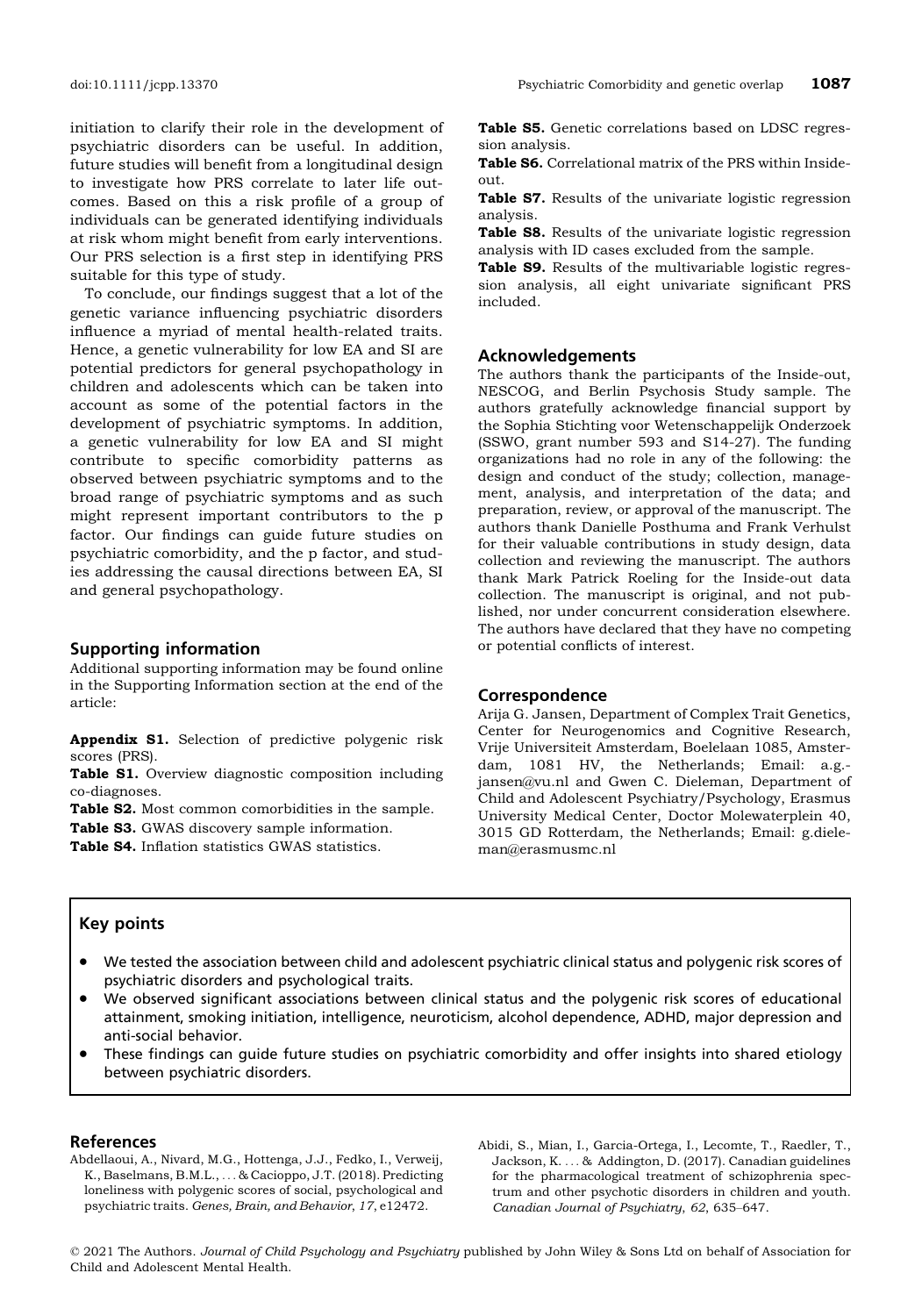initiation to clarify their role in the development of psychiatric disorders can be useful. In addition, future studies will benefit from a longitudinal design to investigate how PRS correlate to later life outcomes. Based on this a risk profile of a group of individuals can be generated identifying individuals at risk whom might benefit from early interventions. Our PRS selection is a first step in identifying PRS suitable for this type of study.

To conclude, our findings suggest that a lot of the genetic variance influencing psychiatric disorders influence a myriad of mental health-related traits. Hence, a genetic vulnerability for low EA and SI are potential predictors for general psychopathology in children and adolescents which can be taken into account as some of the potential factors in the development of psychiatric symptoms. In addition, a genetic vulnerability for low EA and SI might contribute to specific comorbidity patterns as observed between psychiatric symptoms and to the broad range of psychiatric symptoms and as such might represent important contributors to the p factor. Our findings can guide future studies on psychiatric comorbidity, and the p factor, and studies addressing the causal directions between EA, SI and general psychopathology.

## Supporting information

Additional supporting information may be found online in the Supporting Information section at the end of the article:

**Appendix S1.** Selection of predictive polygenic risk scores (PRS).

**Table S1.** Overview diagnostic composition including co-diagnoses.

**Table S2.** Most common comorbidities in the sample.

**Table S3.** GWAS discovery sample information.

**Table S4.** Inflation statistics GWAS statistics.

**Table S5.** Genetic correlations based on LDSC regression analysis.

**Table S6.** Correlational matrix of the PRS within Inside-out.

**Table S7.** Results of the univariate logistic regression analysis.

**Table S8.** Results of the univariate logistic regression analysis with ID cases excluded from the sample.

**Table S9.** Results of the multivariable logistic regression analysis, all eight univariate significant PRS included.

## Acknowledgements

The authors thank the participants of the Inside-out, NESCOG, and Berlin Psychosis Study sample. The authors gratefully acknowledge financial support by the Sophia Stichting voor Wetenschappelijk Onderzoek (SSWO, grant number 593 and S14-27). The funding organizations had no role in any of the following: the design and conduct of the study; collection, management, analysis, and interpretation of the data; and preparation, review, or approval of the manuscript. The authors thank Danielle Posthuma and Frank Verhulst for their valuable contributions in study design, data collection and reviewing the manuscript. The authors thank Mark Patrick Roeling for the Inside-out data collection. The manuscript is original, and not published, nor under concurrent consideration elsewhere. The authors have declared that they have no competing or potential conflicts of interest.

## Correspondence

Arija G. Jansen, Department of Complex Trait Genetics, Center for Neurogenomics and Cognitive Research, Vrije Universiteit Amsterdam, Boelelaan 1085, Amsterdam, 1081 HV, the Netherlands; Email: a.g.jansen@vu.nl and Gwen C. Dieleman, Department of Child and Adolescent Psychiatry/Psychology, Erasmus University Medical Center, Doctor Molewaterplein 40, 3015 GD Rotterdam, the Netherlands; Email: g.dieleman@erasmusmc.nl

## Key points

- We tested the association between child and adolescent psychiatric clinical status and polygenic risk scores of psychiatric disorders and psychological traits.
- We observed significant associations between clinical status and the polygenic risk scores of educational attainment, smoking initiation, intelligence, neuroticism, alcohol dependence, ADHD, major depression and anti-social behavior.
- These findings can guide future studies on psychiatric comorbidity and offer insights into shared etiology between psychiatric disorders.

## References

Abdellaoui, A., Nivard, M.G., Hottenga, J.J., Fedko, I., Verweij, K., Baselmans, B.M.L., ... & Cacioppo, J.T. (2018). Predicting loneliness with polygenic scores of social, psychological and psychiatric traits. *Genes, Brain, and Behavior*, *17*, e12472.

Abidi, S., Mian, I., Garcia-Ortega, I., Lecomte, T., Raedler, T., Jackson, K. ... & Addington, D. (2017). Canadian guidelines for the pharmacological treatment of schizophrenia spectrum and other psychotic disorders in children and youth. *Canadian Journal of Psychiatry*, *62*, 635–647.

© 2021 The Authors. *Journal of Child Psychology and Psychiatry* published by John Wiley & Sons Ltd on behalf of Association for Child and Adolescent Mental Health.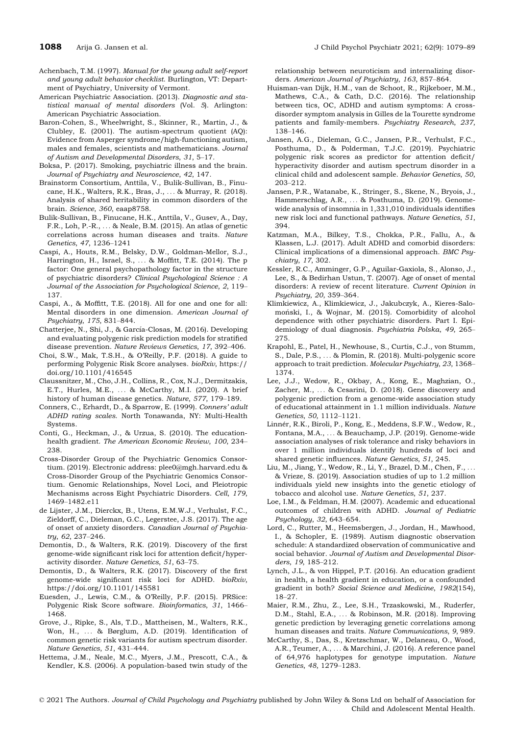Achenbach, T.M. (1997). *Manual for the young adult self-report and young adult behavior checklist*. Burlington, VT: Department of Psychiatry, University of Vermont.

American Psychiatric Association. (2013). *Diagnostic and statistical manual of mental disorders* (Vol. *5*). Arlington: American Psychiatric Association.

Baron-Cohen, S., Wheelwright, S., Skinner, R., Martin, J., & Clubley, E. (2001). The autism-spectrum quotient (AQ): Evidence from Asperger syndrome/high-functioning autism, males and females, scientists and mathematicians. *Journal of Autism and Developmental Disorders*, *31*, 5–17.

Boksa, P. (2017). Smoking, psychiatric illness and the brain. *Journal of Psychiatry and Neuroscience*, *42*, 147.

Brainstorm Consortium, Anttila, V., Bulik-Sullivan, B., Finucane, H.K., Walters, R.K., Bras, J., ... & Murray, R. (2018). Analysis of shared heritability in common disorders of the brain. *Science*, *360*, eaap8758.

Bulik-Sullivan, B., Finucane, H.K., Anttila, V., Gusev, A., Day, F.R., Loh, P.-R., ... & Neale, B.M. (2015). An atlas of genetic correlations across human diseases and traits. *Nature Genetics*, *47*, 1236–1241

Caspi, A., Houts, R.M., Belsky, D.W., Goldman-Mellor, S.J., Harrington, H., Israel, S., ... & Moffitt, T.E. (2014). The p factor: One general psychopathology factor in the structure of psychiatric disorders? *Clinical Psychological Science : A Journal of the Association for Psychological Science*, *2*, 119–137.

Caspi, A., & Moffitt, T.E. (2018). All for one and one for all: Mental disorders in one dimension. *American Journal of Psychiatry*, *175*, 831–844.

Chatterjee, N., Shi, J., & García-Closas, M. (2016). Developing and evaluating polygenic risk prediction models for stratified disease prevention. *Nature Reviews Genetics*, *17*, 392–406.

Choi, S.W., Mak, T.S.H., & O'Reilly, P.F. (2018). A guide to performing Polygenic Risk Score analyses. *bioRxiv*, https://doi.org/10.1101/416545

Claussnitzer, M., Cho, J.H., Collins, R., Cox, N.J., Dermitzakis, E.T., Hurles, M.E., ... & McCarthy, M.I. (2020). A brief history of human disease genetics. *Nature*, *577*, 179–189.

Conners, C., Erhardt, D., & Sparrow, E. (1999). *Conners' adult ADHD rating scales*. North Tonawanda, NY: Multi-Health Systems.

Conti, G., Heckman, J., & Urzua, S. (2010). The education-health gradient. *The American Economic Review*, *100*, 234–238.

Cross-Disorder Group of the Psychiatric Genomics Consortium. (2019). Electronic address: plee0@mgh.harvard.edu & Cross-Disorder Group of the Psychiatric Genomics Consortium. Genomic Relationships, Novel Loci, and Pleiotropic Mechanisms across Eight Psychiatric Disorders. *Cell*, *179*, 1469–1482.e11

de Lijster, J.M., Dierckx, B., Utens, E.M.W.J., Verhulst, F.C., Zieldorff, C., Dieleman, G.C., Legerstee, J.S. (2017). The age of onset of anxiety disorders. *Canadian Journal of Psychiatry*, *62*, 237–246.

Demontis, D., & Walters, R.K. (2019). Discovery of the first genome-wide significant risk loci for attention deficit/hyperactivity disorder. *Nature Genetics*, *51*, 63–75.

Demontis, D., & Walters, R.K. (2017). Discovery of the first genome-wide significant risk loci for ADHD. *bioRxiv*, https://doi.org/10.1101/145581

Euesden, J., Lewis, C.M., & O'Reilly, P.F. (2015). PRSice: Polygenic Risk Score software. *Bioinformatics*, *31*, 1466–1468.

Grove, J., Ripke, S., Als, T.D., Mattheisen, M., Walters, R.K., Won, H., ... & Børglum, A.D. (2019). Identification of common genetic risk variants for autism spectrum disorder. *Nature Genetics*, *51*, 431–444.

Hettema, J.M., Neale, M.C., Myers, J.M., Prescott, C.A., & Kendler, K.S. (2006). A population-based twin study of the relationship between neuroticism and internalizing disorders. *American Journal of Psychiatry*, *163*, 857–864.

Huisman-van Dijk, H.M., van de Schoot, R., Rijkeboer, M.M., Mathews, C.A., & Cath, D.C. (2016). The relationship between tics, OC, ADHD and autism symptoms: A cross-disorder symptom analysis in Gilles de la Tourette syndrome patients and family-members. *Psychiatry Research*, *237*, 138–146.

Jansen, A.G., Dieleman, G.C., Jansen, P.R., Verhulst, F.C., Posthuma, D., & Polderman, T.J.C. (2019). Psychiatric polygenic risk scores as predictor for attention deficit/hyperactivity disorder and autism spectrum disorder in a clinical child and adolescent sample. *Behavior Genetics*, *50*, 203–212.

Jansen, P.R., Watanabe, K., Stringer, S., Skene, N., Bryois, J., Hammerschlag, A.R., ... & Posthuma, D. (2019). Genome-wide analysis of insomnia in 1,331,010 individuals identifies new risk loci and functional pathways. *Nature Genetics*, *51*, 394.

Katzman, M.A., Bilkey, T.S., Chokka, P.R., Fallu, A., & Klassen, L.J. (2017). Adult ADHD and comorbid disorders: Clinical implications of a dimensional approach. *BMC Psychiatry*, *17*, 302.

Kessler, R.C., Amminger, G.P., Aguilar-Gaxiola, S., Alonso, J., Lee, S., & Bedirhan Ustun, T. (2007). Age of onset of mental disorders: A review of recent literature. *Current Opinion in Psychiatry*, *20*, 359–364.

Klimkiewicz, A., Klimkiewicz, J., Jakubczyk, A., Kieres-Salomoński, I., & Wojnar, M. (2015). Comorbidity of alcohol dependence with other psychiatric disorders. Part I. Epidemiology of dual diagnosis. *Psychiatria Polska*, *49*, 265–275.

Krapohl, E., Patel, H., Newhouse, S., Curtis, C.J., von Stumm, S., Dale, P.S., ... & Plomin, R. (2018). Multi-polygenic score approach to trait prediction. *Molecular Psychiatry*, *23*, 1368–1374.

Lee, J.J., Wedow, R., Okbay, A., Kong, E., Maghzian, O., Zacher, M., ... & Cesarini, D. (2018). Gene discovery and polygenic prediction from a genome-wide association study of educational attainment in 1.1 million individuals. *Nature Genetics*, *50*, 1112–1121.

Linnér, R.K., Biroli, P., Kong, E., Meddens, S.F.W., Wedow, R., Fontana, M.A., ... & Beauchamp, J.P. (2019). Genome-wide association analyses of risk tolerance and risky behaviors in over 1 million individuals identify hundreds of loci and shared genetic influences. *Nature Genetics*, *51*, 245.

Liu, M., Jiang, Y., Wedow, R., Li, Y., Brazel, D.M., Chen, F., ... & Vrieze, S. (2019). Association studies of up to 1.2 million individuals yield new insights into the genetic etiology of tobacco and alcohol use. *Nature Genetics*, *51*, 237.

Loe, I.M., & Feldman, H.M. (2007). Academic and educational outcomes of children with ADHD. *Journal of Pediatric Psychology*, *32*, 643–654.

Lord, C., Rutter, M., Heemsbergen, J., Jordan, H., Mawhood, I., & Schopler, E. (1989). Autism diagnostic observation schedule: A standardized observation of communicative and social behavior. *Journal of Autism and Developmental Disorders*, *19*, 185–212.

Lynch, J.L., & von Hippel, P.T. (2016). An education gradient in health, a health gradient in education, or a confounded gradient in both? *Social Science and Medicine*, *1982*(154), 18–27.

Maier, R.M., Zhu, Z., Lee, S.H., Trzaskowski, M., Ruderfer, D.M., Stahl, E.A., ... & Robinson, M.R. (2018). Improving genetic prediction by leveraging genetic correlations among human diseases and traits. *Nature Communications*, *9*, 989.

McCarthy, S., Das, S., Kretzschmar, W., Delaneau, O., Wood, A.R., Teumer, A., ... & Marchini, J. (2016). A reference panel of 64,976 haplotypes for genotype imputation. *Nature Genetics*, *48*, 1279–1283.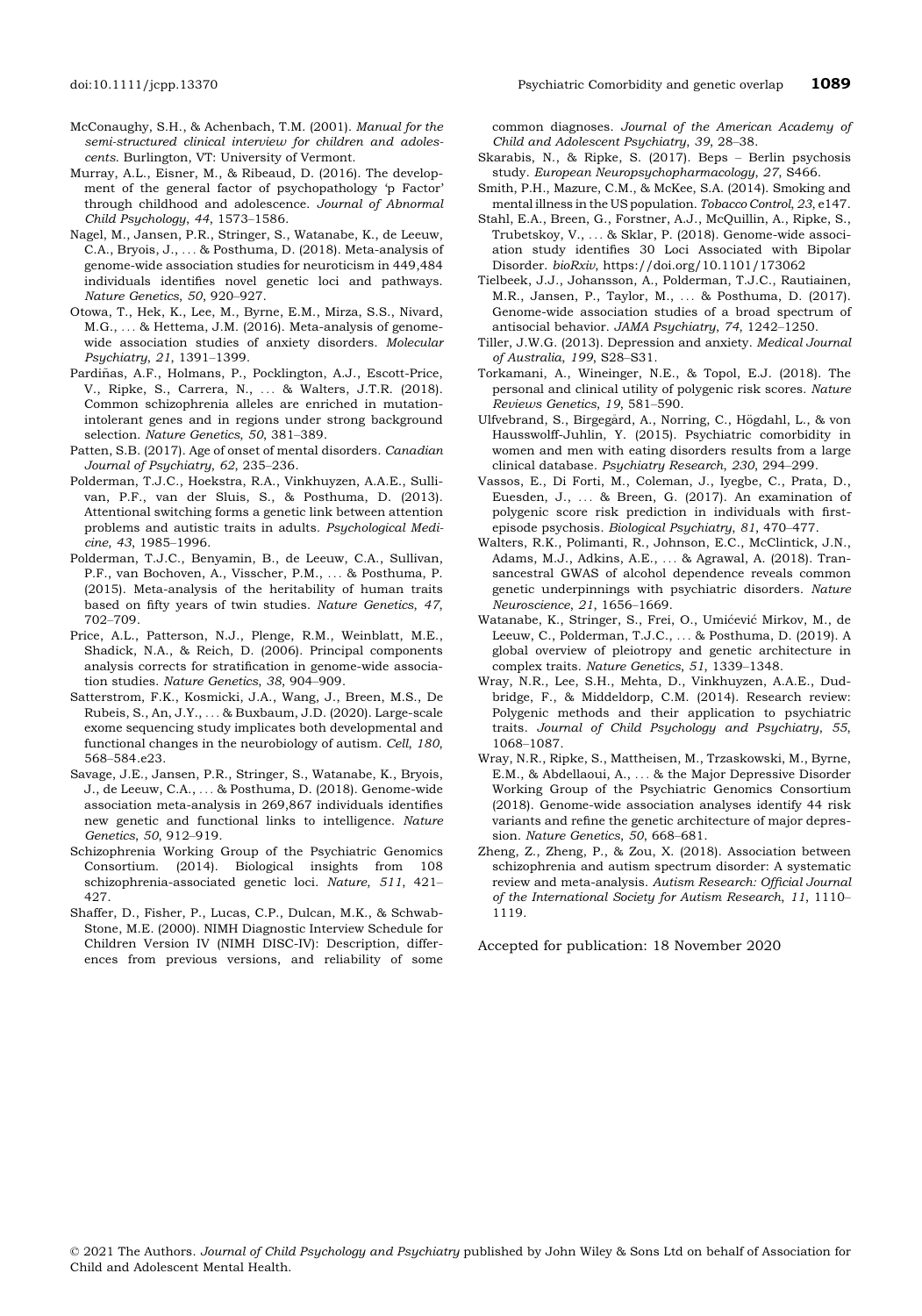McConaughy, S.H., & Achenbach, T.M. (2001). *Manual for the semi-structured clinical interview for children and adolescents*. Burlington, VT: University of Vermont.

Murray, A.L., Eisner, M., & Ribeaud, D. (2016). The development of the general factor of psychopathology 'p Factor' through childhood and adolescence. *Journal of Abnormal Child Psychology*, *44*, 1573–1586.

Nagel, M., Jansen, P.R., Stringer, S., Watanabe, K., de Leeuw, C.A., Bryois, J., ... & Posthuma, D. (2018). Meta-analysis of genome-wide association studies for neuroticism in 449,484 individuals identifies novel genetic loci and pathways. *Nature Genetics*, *50*, 920–927.

Otowa, T., Hek, K., Lee, M., Byrne, E.M., Mirza, S.S., Nivard, M.G., ... & Hettema, J.M. (2016). Meta-analysis of genome-wide association studies of anxiety disorders. *Molecular Psychiatry*, *21*, 1391–1399.

Pardiñas, A.F., Holmans, P., Pocklington, A.J., Escott-Price, V., Ripke, S., Carrera, N., ... & Walters, J.T.R. (2018). Common schizophrenia alleles are enriched in mutation-intolerant genes and in regions under strong background selection. *Nature Genetics*, *50*, 381–389.

Patten, S.B. (2017). Age of onset of mental disorders. *Canadian Journal of Psychiatry*, *62*, 235–236.

Polderman, T.J.C., Hoekstra, R.A., Vinkhuyzen, A.A.E., Sullivan, P.F., van der Sluis, S., & Posthuma, D. (2013). Attentional switching forms a genetic link between attention problems and autistic traits in adults. *Psychological Medicine*, *43*, 1985–1996.

Polderman, T.J.C., Benyamin, B., de Leeuw, C.A., Sullivan, P.F., van Bochoven, A., Visscher, P.M., ... & Posthuma, P. (2015). Meta-analysis of the heritability of human traits based on fifty years of twin studies. *Nature Genetics*, *47*, 702–709.

Price, A.L., Patterson, N.J., Plenge, R.M., Weinblatt, M.E., Shadick, N.A., & Reich, D. (2006). Principal components analysis corrects for stratification in genome-wide association studies. *Nature Genetics*, *38*, 904–909.

Satterstrom, F.K., Kosmicki, J.A., Wang, J., Breen, M.S., De Rubeis, S., An, J.Y., ... & Buxbaum, J.D. (2020). Large-scale exome sequencing study implicates both developmental and functional changes in the neurobiology of autism. *Cell*, *180*, 568–584.e23.

Savage, J.E., Jansen, P.R., Stringer, S., Watanabe, K., Bryois, J., de Leeuw, C.A., ... & Posthuma, D. (2018). Genome-wide association meta-analysis in 269,867 individuals identifies new genetic and functional links to intelligence. *Nature Genetics*, *50*, 912–919.

Schizophrenia Working Group of the Psychiatric Genomics Consortium. (2014). Biological insights from 108 schizophrenia-associated genetic loci. *Nature*, *511*, 421–427.

Shaffer, D., Fisher, P., Lucas, C.P., Dulcan, M.K., & Schwab-Stone, M.E. (2000). NIMH Diagnostic Interview Schedule for Children Version IV (NIMH DISC-IV): Description, differences from previous versions, and reliability of some common diagnoses. *Journal of the American Academy of Child and Adolescent Psychiatry*, *39*, 28–38.

Skarabis, N., & Ripke, S. (2017). Beps – Berlin psychosis study. *European Neuropsychopharmacology*, *27*, S466.

Smith, P.H., Mazure, C.M., & McKee, S.A. (2014). Smoking and mental illness in the US population. *Tobacco Control*, *23*, e147.

Stahl, E.A., Breen, G., Forstner, A.J., McQuillin, A., Ripke, S., Trubetskoy, V., ... & Sklar, P. (2018). Genome-wide association study identifies 30 Loci Associated with Bipolar Disorder. *bioRxiv*, https://doi.org/10.1101/173062

Tielbeek, J.J., Johansson, A., Polderman, T.J.C., Rautiainen, M.R., Jansen, P., Taylor, M., ... & Posthuma, D. (2017). Genome-wide association studies of a broad spectrum of antisocial behavior. *JAMA Psychiatry*, *74*, 1242–1250.

Tiller, J.W.G. (2013). Depression and anxiety. *Medical Journal of Australia*, *199*, S28–S31.

Torkamani, A., Wineinger, N.E., & Topol, E.J. (2018). The personal and clinical utility of polygenic risk scores. *Nature Reviews Genetics*, *19*, 581–590.

Ulfvebrand, S., Birgegård, A., Norring, C., Högdahl, L., & von Hausswolff-Juhlin, Y. (2015). Psychiatric comorbidity in women and men with eating disorders results from a large clinical database. *Psychiatry Research*, *230*, 294–299.

Vassos, E., Di Forti, M., Coleman, J., Iyegbe, C., Prata, D., Euesden, J., ... & Breen, G. (2017). An examination of polygenic score risk prediction in individuals with first-episode psychosis. *Biological Psychiatry*, *81*, 470–477.

Walters, R.K., Polimanti, R., Johnson, E.C., McClintick, J.N., Adams, M.J., Adkins, A.E., ... & Agrawal, A. (2018). Transancestral GWAS of alcohol dependence reveals common genetic underpinnings with psychiatric disorders. *Nature Neuroscience*, *21*, 1656–1669.

Watanabe, K., Stringer, S., Frei, O., Umićević Mirkov, M., de Leeuw, C., Polderman, T.J.C., ... & Posthuma, D. (2019). A global overview of pleiotropy and genetic architecture in complex traits. *Nature Genetics*, *51*, 1339–1348.

Wray, N.R., Lee, S.H., Mehta, D., Vinkhuyzen, A.A.E., Dudbridge, F., & Middeldorp, C.M. (2014). Research review: Polygenic methods and their application to psychiatric traits. *Journal of Child Psychology and Psychiatry*, *55*, 1068–1087.

Wray, N.R., Ripke, S., Mattheisen, M., Trzaskowski, M., Byrne, E.M., & Abdellaoui, A., ... & the Major Depressive Disorder Working Group of the Psychiatric Genomics Consortium (2018). Genome-wide association analyses identify 44 risk variants and refine the genetic architecture of major depression. *Nature Genetics*, *50*, 668–681.

Zheng, Z., Zheng, P., & Zou, X. (2018). Association between schizophrenia and autism spectrum disorder: A systematic review and meta-analysis. *Autism Research: Official Journal of the International Society for Autism Research*, *11*, 1110–1119.

Accepted for publication: 18 November 2020